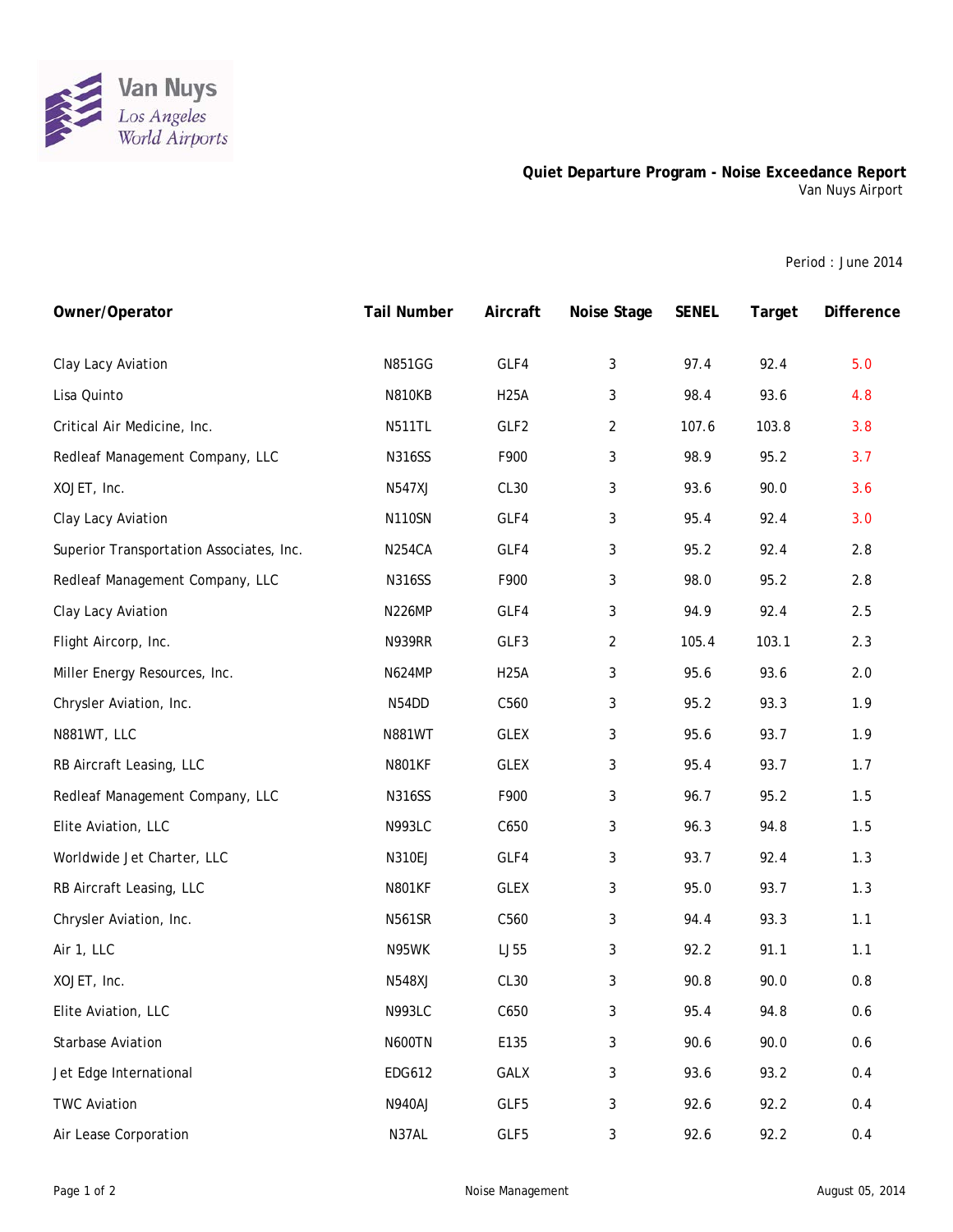Van Nuys
Los Angeles
World Airports

## Quiet Departure Program - Noise Exceedance Report

Van Nuys Airport

Period : June 2014

| Owner/Operator | Tail Number | Aircraft | Noise Stage | SENEL | Target | Difference |
|---|---|---|---|---|---|---|
| Clay Lacy Aviation | N851GG | GLF4 | 3 | 97.4 | 92.4 | 5.0 |
| Lisa Quinto | N810KB | H25A | 3 | 98.4 | 93.6 | 4.8 |
| Critical Air Medicine, Inc. | N511TL | GLF2 | 2 | 107.6 | 103.8 | 3.8 |
| Redleaf Management Company, LLC | N316SS | F900 | 3 | 98.9 | 95.2 | 3.7 |
| XOJET, Inc. | N547XJ | CL30 | 3 | 93.6 | 90.0 | 3.6 |
| Clay Lacy Aviation | N110SN | GLF4 | 3 | 95.4 | 92.4 | 3.0 |
| Superior Transportation Associates, Inc. | N254CA | GLF4 | 3 | 95.2 | 92.4 | 2.8 |
| Redleaf Management Company, LLC | N316SS | F900 | 3 | 98.0 | 95.2 | 2.8 |
| Clay Lacy Aviation | N226MP | GLF4 | 3 | 94.9 | 92.4 | 2.5 |
| Flight Aircorp, Inc. | N939RR | GLF3 | 2 | 105.4 | 103.1 | 2.3 |
| Miller Energy Resources, Inc. | N624MP | H25A | 3 | 95.6 | 93.6 | 2.0 |
| Chrysler Aviation, Inc. | N54DD | C560 | 3 | 95.2 | 93.3 | 1.9 |
| N881WT, LLC | N881WT | GLEX | 3 | 95.6 | 93.7 | 1.9 |
| RB Aircraft Leasing, LLC | N801KF | GLEX | 3 | 95.4 | 93.7 | 1.7 |
| Redleaf Management Company, LLC | N316SS | F900 | 3 | 96.7 | 95.2 | 1.5 |
| Elite Aviation, LLC | N993LC | C650 | 3 | 96.3 | 94.8 | 1.5 |
| Worldwide Jet Charter, LLC | N310EJ | GLF4 | 3 | 93.7 | 92.4 | 1.3 |
| RB Aircraft Leasing, LLC | N801KF | GLEX | 3 | 95.0 | 93.7 | 1.3 |
| Chrysler Aviation, Inc. | N561SR | C560 | 3 | 94.4 | 93.3 | 1.1 |
| Air 1, LLC | N95WK | LJ55 | 3 | 92.2 | 91.1 | 1.1 |
| XOJET, Inc. | N548XJ | CL30 | 3 | 90.8 | 90.0 | 0.8 |
| Elite Aviation, LLC | N993LC | C650 | 3 | 95.4 | 94.8 | 0.6 |
| Starbase Aviation | N600TN | E135 | 3 | 90.6 | 90.0 | 0.6 |
| Jet Edge International | EDG612 | GALX | 3 | 93.6 | 93.2 | 0.4 |
| TWC Aviation | N940AJ | GLF5 | 3 | 92.6 | 92.2 | 0.4 |
| Air Lease Corporation | N37AL | GLF5 | 3 | 92.6 | 92.2 | 0.4 |

Noise Management

August 05, 2014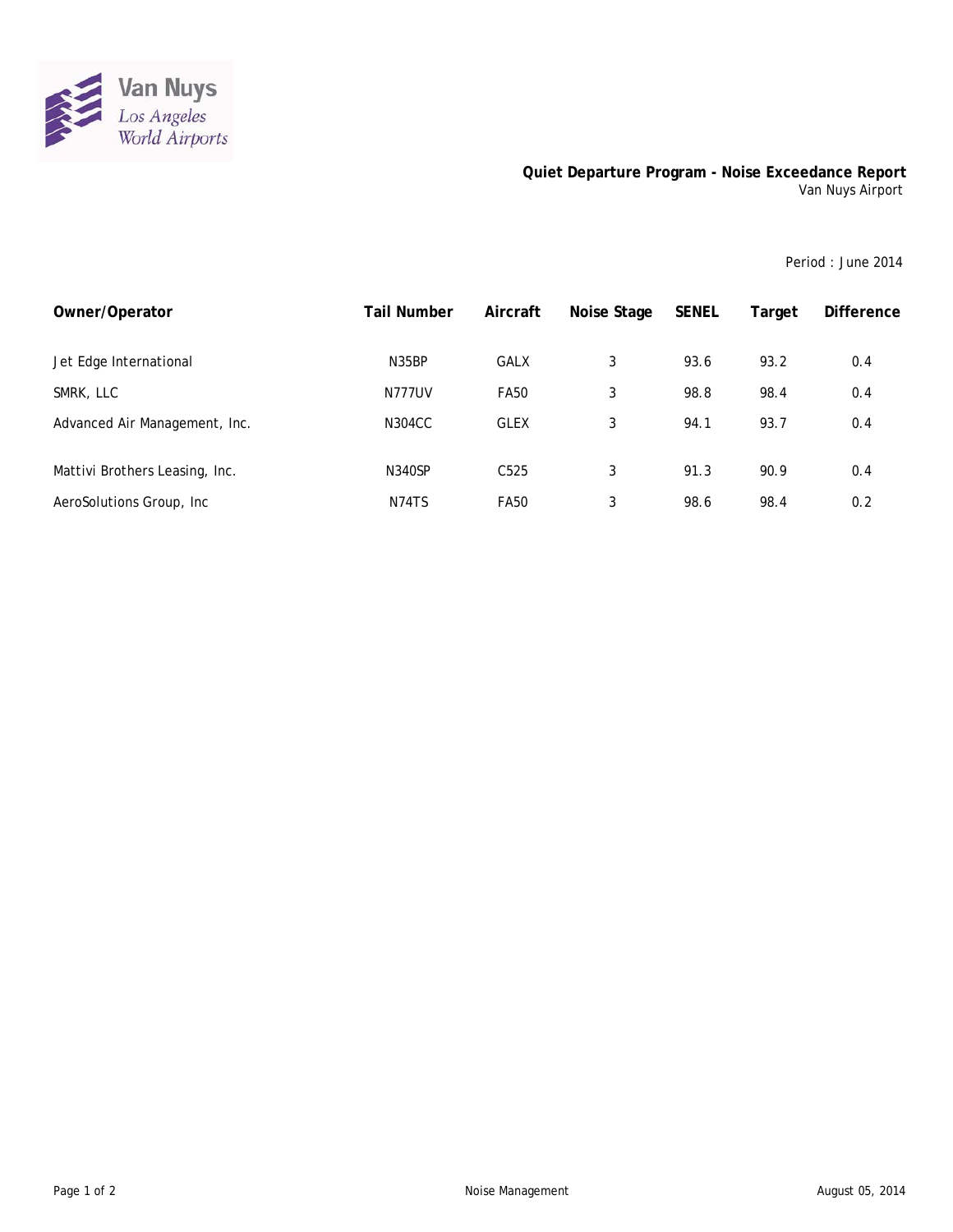# Quiet Departure Program - Noise Exceedance Report

Van Nuys Airport

Period : June 2014

| Owner/Operator | Tail Number | Aircraft | Noise Stage | SENEL | Target | Difference |
|---|---|---|---|---|---|---|
| Jet Edge International | N35BP | GALX | 3 | 93.6 | 93.2 | 0.4 |
| SMRK, LLC | N777UV | FA50 | 3 | 98.8 | 98.4 | 0.4 |
| Advanced Air Management, Inc. | N304CC | GLEX | 3 | 94.1 | 93.7 | 0.4 |
| Mattivi Brothers Leasing, Inc. | N340SP | C525 | 3 | 91.3 | 90.9 | 0.4 |
| AeroSolutions Group, Inc | N74TS | FA50 | 3 | 98.6 | 98.4 | 0.2 |

Noise Management

August 05, 2014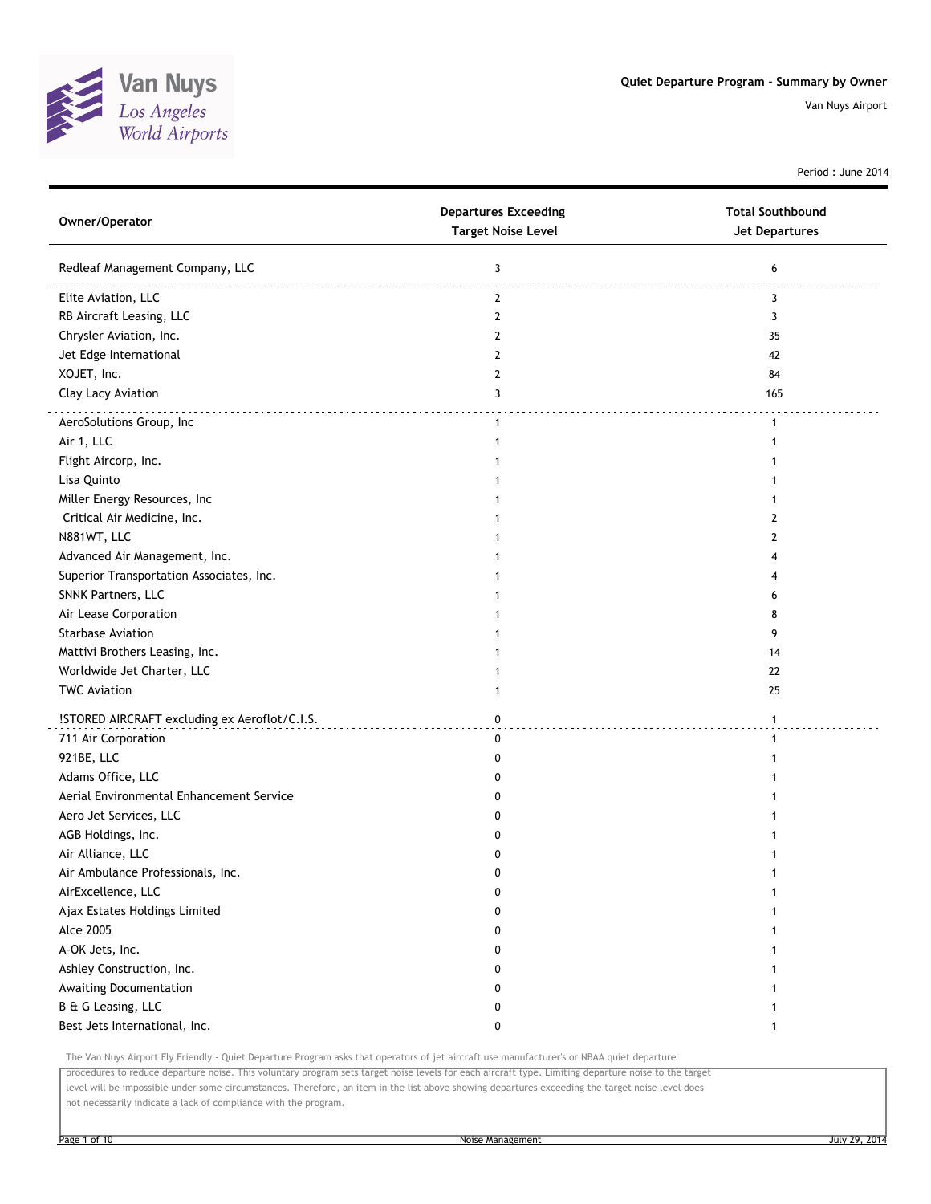# Quiet Departure Program - Summary by Owner

Van Nuys Airport

Period : June 2014

| Owner/Operator | Departures Exceeding Target Noise Level | Total Southbound Jet Departures |
|---|---|---|
| Redleaf Management Company, LLC | 3 | 6 |
| Elite Aviation, LLC | 2 | 3 |
| RB Aircraft Leasing, LLC | 2 | 3 |
| Chrysler Aviation, Inc. | 2 | 35 |
| Jet Edge International | 2 | 42 |
| XOJET, Inc. | 2 | 84 |
| Clay Lacy Aviation | 3 | 165 |
| AeroSolutions Group, Inc | 1 | 1 |
| Air 1, LLC | 1 | 1 |
| Flight Aircorp, Inc. | 1 | 1 |
| Lisa Quinto | 1 | 1 |
| Miller Energy Resources, Inc | 1 | 1 |
| Critical Air Medicine, Inc. | 1 | 2 |
| N881WT, LLC | 1 | 2 |
| Advanced Air Management, Inc. | 1 | 4 |
| Superior Transportation Associates, Inc. | 1 | 4 |
| SNNK Partners, LLC | 1 | 6 |
| Air Lease Corporation | 1 | 8 |
| Starbase Aviation | 1 | 9 |
| Mattivi Brothers Leasing, Inc. | 1 | 14 |
| Worldwide Jet Charter, LLC | 1 | 22 |
| TWC Aviation | 1 | 25 |
| !STORED AIRCRAFT excluding ex Aeroflot/C.I.S. | 0 | 1 |
| 711 Air Corporation | 0 | 1 |
| 921BE, LLC | 0 | 1 |
| Adams Office, LLC | 0 | 1 |
| Aerial Environmental Enhancement Service | 0 | 1 |
| Aero Jet Services, LLC | 0 | 1 |
| AGB Holdings, Inc. | 0 | 1 |
| Air Alliance, LLC | 0 | 1 |
| Air Ambulance Professionals, Inc. | 0 | 1 |
| AirExcellence, LLC | 0 | 1 |
| Ajax Estates Holdings Limited | 0 | 1 |
| Alce 2005 | 0 | 1 |
| A-OK Jets, Inc. | 0 | 1 |
| Ashley Construction, Inc. | 0 | 1 |
| Awaiting Documentation | 0 | 1 |
| B & G Leasing, LLC | 0 | 1 |
| Best Jets International, Inc. | 0 | 1 |

The Van Nuys Airport Fly Friendly - Quiet Departure Program asks that operators of jet aircraft use manufacturer's or NBAA quiet departure procedures to reduce departure noise. This voluntary program sets target noise levels for each aircraft type. Limiting departure noise to the target level will be impossible under some circumstances. Therefore, an item in the list above showing departures exceeding the target noise level does not necessarily indicate a lack of compliance with the program.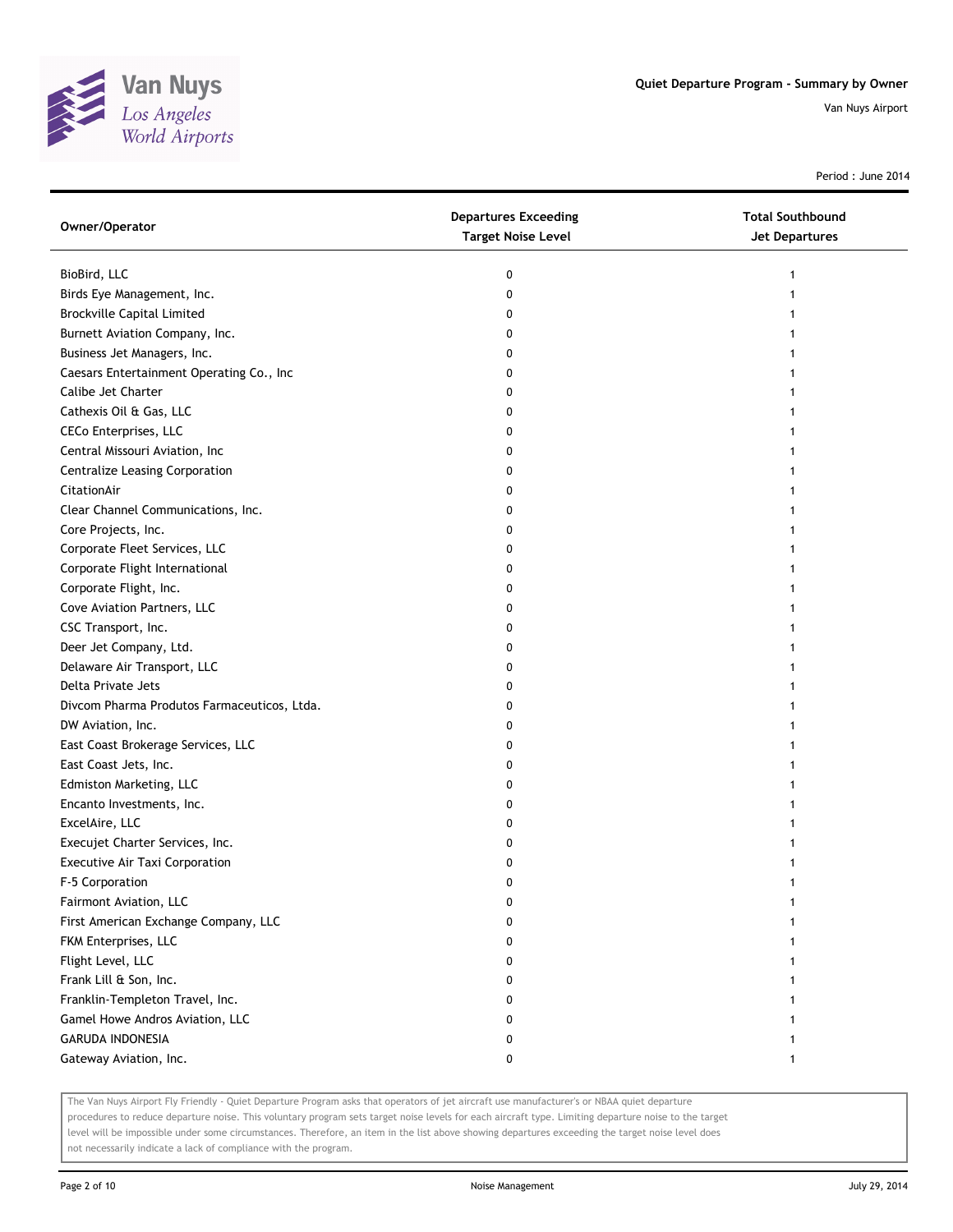# Quiet Departure Program - Summary by Owner

Van Nuys Airport

Period : June 2014

| Owner/Operator | Departures Exceeding Target Noise Level | Total Southbound Jet Departures |
| --- | --- | --- |
| BioBird, LLC | 0 | 1 |
| Birds Eye Management, Inc. | 0 | 1 |
| Brockville Capital Limited | 0 | 1 |
| Burnett Aviation Company, Inc. | 0 | 1 |
| Business Jet Managers, Inc. | 0 | 1 |
| Caesars Entertainment Operating Co., Inc | 0 | 1 |
| Calibe Jet Charter | 0 | 1 |
| Cathexis Oil & Gas, LLC | 0 | 1 |
| CECo Enterprises, LLC | 0 | 1 |
| Central Missouri Aviation, Inc | 0 | 1 |
| Centralize Leasing Corporation | 0 | 1 |
| CitationAir | 0 | 1 |
| Clear Channel Communications, Inc. | 0 | 1 |
| Core Projects, Inc. | 0 | 1 |
| Corporate Fleet Services, LLC | 0 | 1 |
| Corporate Flight International | 0 | 1 |
| Corporate Flight, Inc. | 0 | 1 |
| Cove Aviation Partners, LLC | 0 | 1 |
| CSC Transport, Inc. | 0 | 1 |
| Deer Jet Company, Ltd. | 0 | 1 |
| Delaware Air Transport, LLC | 0 | 1 |
| Delta Private Jets | 0 | 1 |
| Divcom Pharma Produtos Farmaceuticos, Ltda. | 0 | 1 |
| DW Aviation, Inc. | 0 | 1 |
| East Coast Brokerage Services, LLC | 0 | 1 |
| East Coast Jets, Inc. | 0 | 1 |
| Edmiston Marketing, LLC | 0 | 1 |
| Encanto Investments, Inc. | 0 | 1 |
| ExcelAire, LLC | 0 | 1 |
| Execujet Charter Services, Inc. | 0 | 1 |
| Executive Air Taxi Corporation | 0 | 1 |
| F-5 Corporation | 0 | 1 |
| Fairmont Aviation, LLC | 0 | 1 |
| First American Exchange Company, LLC | 0 | 1 |
| FKM Enterprises, LLC | 0 | 1 |
| Flight Level, LLC | 0 | 1 |
| Frank Lill & Son, Inc. | 0 | 1 |
| Franklin-Templeton Travel, Inc. | 0 | 1 |
| Gamel Howe Andros Aviation, LLC | 0 | 1 |
| GARUDA INDONESIA | 0 | 1 |
| Gateway Aviation, Inc. | 0 | 1 |

The Van Nuys Airport Fly Friendly - Quiet Departure Program asks that operators of jet aircraft use manufacturer's or NBAA quiet departure procedures to reduce departure noise. This voluntary program sets target noise levels for each aircraft type. Limiting departure noise to the target level will be impossible under some circumstances. Therefore, an item in the list above showing departures exceeding the target noise level does not necessarily indicate a lack of compliance with the program.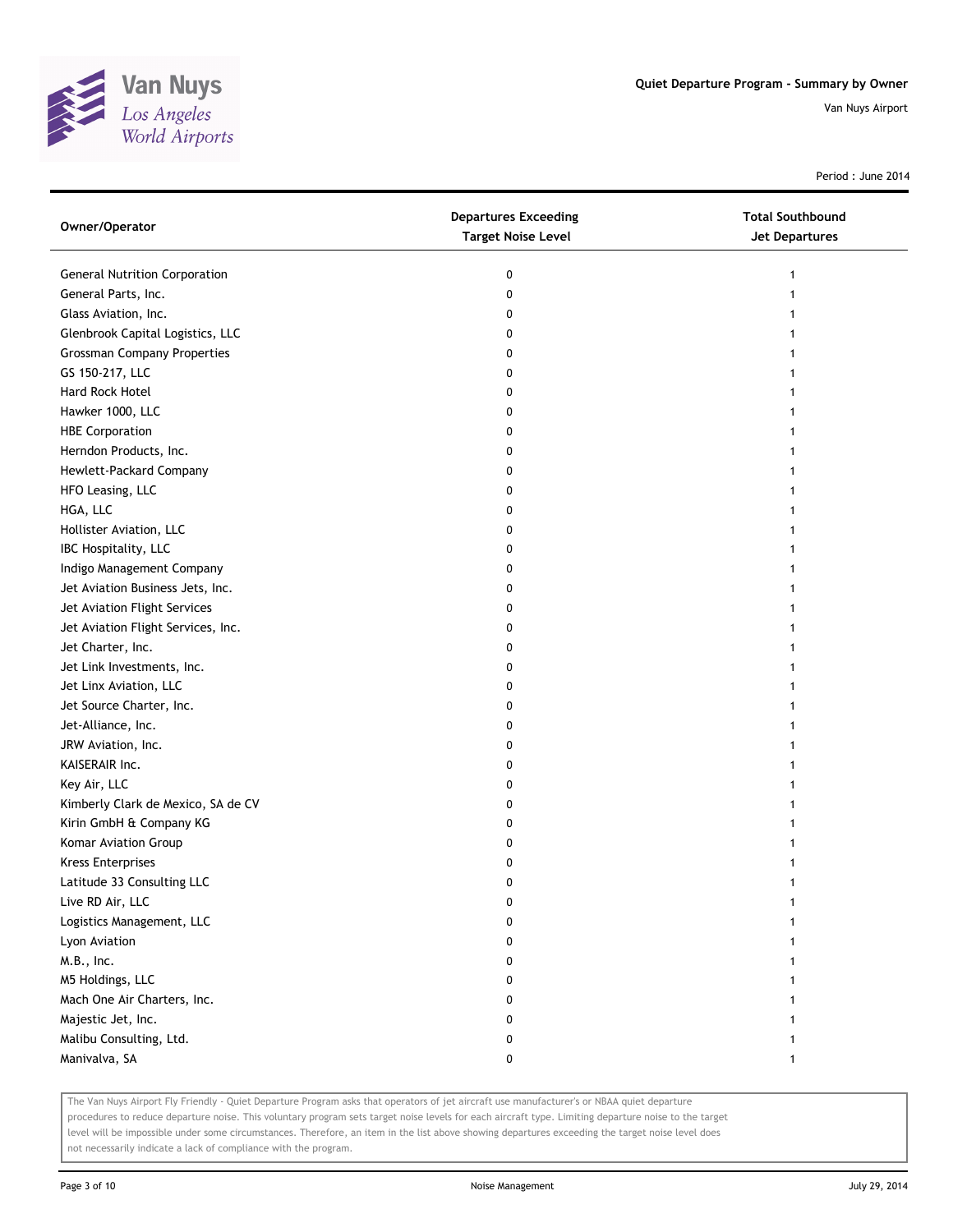# Quiet Departure Program - Summary by Owner

Van Nuys Airport

Period : June 2014

| Owner/Operator | Departures Exceeding Target Noise Level | Total Southbound Jet Departures |
|---|---|---|
| General Nutrition Corporation | 0 | 1 |
| General Parts, Inc. | 0 | 1 |
| Glass Aviation, Inc. | 0 | 1 |
| Glenbrook Capital Logistics, LLC | 0 | 1 |
| Grossman Company Properties | 0 | 1 |
| GS 150-217, LLC | 0 | 1 |
| Hard Rock Hotel | 0 | 1 |
| Hawker 1000, LLC | 0 | 1 |
| HBE Corporation | 0 | 1 |
| Herndon Products, Inc. | 0 | 1 |
| Hewlett-Packard Company | 0 | 1 |
| HFO Leasing, LLC | 0 | 1 |
| HGA, LLC | 0 | 1 |
| Hollister Aviation, LLC | 0 | 1 |
| IBC Hospitality, LLC | 0 | 1 |
| Indigo Management Company | 0 | 1 |
| Jet Aviation Business Jets, Inc. | 0 | 1 |
| Jet Aviation Flight Services | 0 | 1 |
| Jet Aviation Flight Services, Inc. | 0 | 1 |
| Jet Charter, Inc. | 0 | 1 |
| Jet Link Investments, Inc. | 0 | 1 |
| Jet Linx Aviation, LLC | 0 | 1 |
| Jet Source Charter, Inc. | 0 | 1 |
| Jet-Alliance, Inc. | 0 | 1 |
| JRW Aviation, Inc. | 0 | 1 |
| KAISERAIR Inc. | 0 | 1 |
| Key Air, LLC | 0 | 1 |
| Kimberly Clark de Mexico, SA de CV | 0 | 1 |
| Kirin GmbH & Company KG | 0 | 1 |
| Komar Aviation Group | 0 | 1 |
| Kress Enterprises | 0 | 1 |
| Latitude 33 Consulting LLC | 0 | 1 |
| Live RD Air, LLC | 0 | 1 |
| Logistics Management, LLC | 0 | 1 |
| Lyon Aviation | 0 | 1 |
| M.B., Inc. | 0 | 1 |
| M5 Holdings, LLC | 0 | 1 |
| Mach One Air Charters, Inc. | 0 | 1 |
| Majestic Jet, Inc. | 0 | 1 |
| Malibu Consulting, Ltd. | 0 | 1 |
| Manivalva, SA | 0 | 1 |

The Van Nuys Airport Fly Friendly - Quiet Departure Program asks that operators of jet aircraft use manufacturer's or NBAA quiet departure procedures to reduce departure noise. This voluntary program sets target noise levels for each aircraft type. Limiting departure noise to the target level will be impossible under some circumstances. Therefore, an item in the list above showing departures exceeding the target noise level does not necessarily indicate a lack of compliance with the program.

Noise Management

July 29, 2014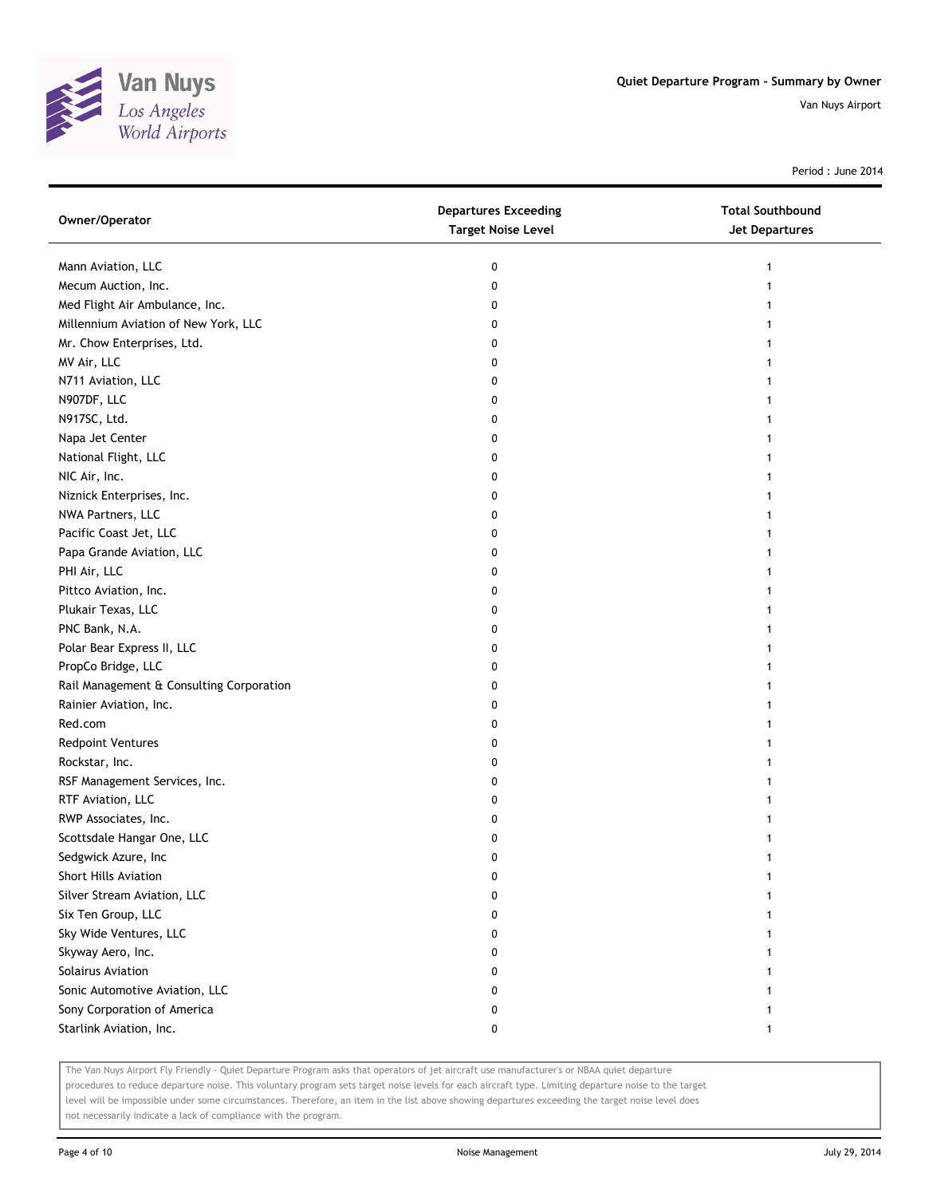# Quiet Departure Program - Summary by Owner

Van Nuys Airport

Period : June 2014

| Owner/Operator | Departures Exceeding Target Noise Level | Total Southbound Jet Departures |
|---|---|---|
| Mann Aviation, LLC | 0 | 1 |
| Mecum Auction, Inc. | 0 | 1 |
| Med Flight Air Ambulance, Inc. | 0 | 1 |
| Millennium Aviation of New York, LLC | 0 | 1 |
| Mr. Chow Enterprises, Ltd. | 0 | 1 |
| MV Air, LLC | 0 | 1 |
| N711 Aviation, LLC | 0 | 1 |
| N907DF, LLC | 0 | 1 |
| N917SC, Ltd. | 0 | 1 |
| Napa Jet Center | 0 | 1 |
| National Flight, LLC | 0 | 1 |
| NIC Air, Inc. | 0 | 1 |
| Niznick Enterprises, Inc. | 0 | 1 |
| NWA Partners, LLC | 0 | 1 |
| Pacific Coast Jet, LLC | 0 | 1 |
| Papa Grande Aviation, LLC | 0 | 1 |
| PHI Air, LLC | 0 | 1 |
| Pittco Aviation, Inc. | 0 | 1 |
| Plukair Texas, LLC | 0 | 1 |
| PNC Bank, N.A. | 0 | 1 |
| Polar Bear Express II, LLC | 0 | 1 |
| PropCo Bridge, LLC | 0 | 1 |
| Rail Management & Consulting Corporation | 0 | 1 |
| Rainier Aviation, Inc. | 0 | 1 |
| Red.com | 0 | 1 |
| Redpoint Ventures | 0 | 1 |
| Rockstar, Inc. | 0 | 1 |
| RSF Management Services, Inc. | 0 | 1 |
| RTF Aviation, LLC | 0 | 1 |
| RWP Associates, Inc. | 0 | 1 |
| Scottsdale Hangar One, LLC | 0 | 1 |
| Sedgwick Azure, Inc | 0 | 1 |
| Short Hills Aviation | 0 | 1 |
| Silver Stream Aviation, LLC | 0 | 1 |
| Six Ten Group, LLC | 0 | 1 |
| Sky Wide Ventures, LLC | 0 | 1 |
| Skyway Aero, Inc. | 0 | 1 |
| Solairus Aviation | 0 | 1 |
| Sonic Automotive Aviation, LLC | 0 | 1 |
| Sony Corporation of America | 0 | 1 |
| Starlink Aviation, Inc. | 0 | 1 |

The Van Nuys Airport Fly Friendly - Quiet Departure Program asks that operators of jet aircraft use manufacturer's or NBAA quiet departure procedures to reduce departure noise. This voluntary program sets target noise levels for each aircraft type. Limiting departure noise to the target level will be impossible under some circumstances. Therefore, an item in the list above showing departures exceeding the target noise level does not necessarily indicate a lack of compliance with the program.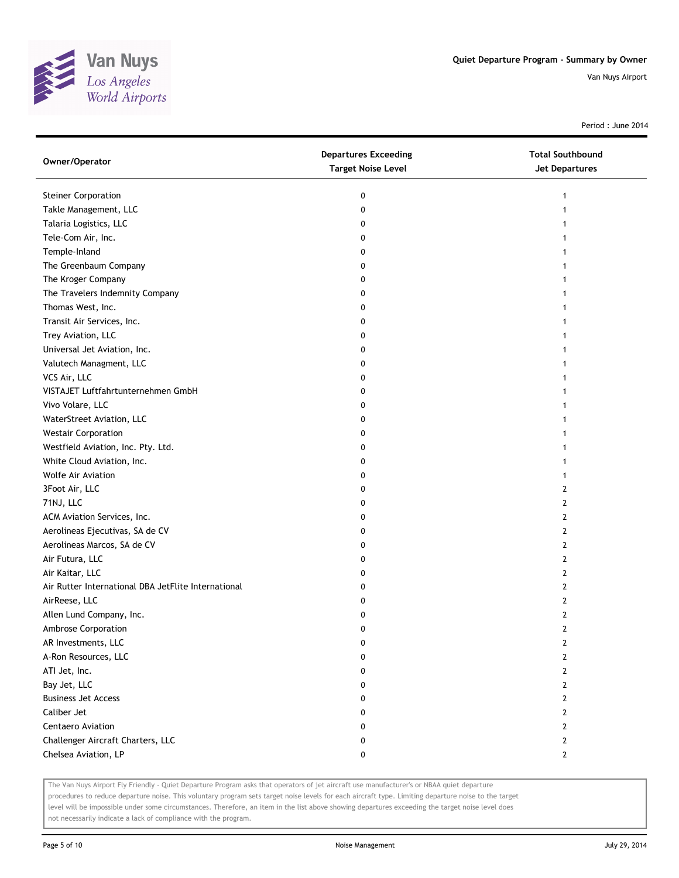Quiet Departure Program - Summary by Owner

Van Nuys Airport

Period : June 2014

| Owner/Operator | Departures Exceeding Target Noise Level | Total Southbound Jet Departures |
|---|---|---|
| Steiner Corporation | 0 | 1 |
| Takle Management, LLC | 0 | 1 |
| Talaria Logistics, LLC | 0 | 1 |
| Tele-Com Air, Inc. | 0 | 1 |
| Temple-Inland | 0 | 1 |
| The Greenbaum Company | 0 | 1 |
| The Kroger Company | 0 | 1 |
| The Travelers Indemnity Company | 0 | 1 |
| Thomas West, Inc. | 0 | 1 |
| Transit Air Services, Inc. | 0 | 1 |
| Trey Aviation, LLC | 0 | 1 |
| Universal Jet Aviation, Inc. | 0 | 1 |
| Valutech Managment, LLC | 0 | 1 |
| VCS Air, LLC | 0 | 1 |
| VISTAJET Luftfahrtunternehmen GmbH | 0 | 1 |
| Vivo Volare, LLC | 0 | 1 |
| WaterStreet Aviation, LLC | 0 | 1 |
| Westair Corporation | 0 | 1 |
| Westfield Aviation, Inc. Pty. Ltd. | 0 | 1 |
| White Cloud Aviation, Inc. | 0 | 1 |
| Wolfe Air Aviation | 0 | 1 |
| 3Foot Air, LLC | 0 | 2 |
| 71NJ, LLC | 0 | 2 |
| ACM Aviation Services, Inc. | 0 | 2 |
| Aerolineas Ejecutivas, SA de CV | 0 | 2 |
| Aerolineas Marcos, SA de CV | 0 | 2 |
| Air Futura, LLC | 0 | 2 |
| Air Kaitar, LLC | 0 | 2 |
| Air Rutter International DBA JetFlite International | 0 | 2 |
| AirReese, LLC | 0 | 2 |
| Allen Lund Company, Inc. | 0 | 2 |
| Ambrose Corporation | 0 | 2 |
| AR Investments, LLC | 0 | 2 |
| A-Ron Resources, LLC | 0 | 2 |
| ATI Jet, Inc. | 0 | 2 |
| Bay Jet, LLC | 0 | 2 |
| Business Jet Access | 0 | 2 |
| Caliber Jet | 0 | 2 |
| Centaero Aviation | 0 | 2 |
| Challenger Aircraft Charters, LLC | 0 | 2 |
| Chelsea Aviation, LP | 0 | 2 |

The Van Nuys Airport Fly Friendly - Quiet Departure Program asks that operators of jet aircraft use manufacturer's or NBAA quiet departure procedures to reduce departure noise. This voluntary program sets target noise levels for each aircraft type. Limiting departure noise to the target level will be impossible under some circumstances. Therefore, an item in the list above showing departures exceeding the target noise level does not necessarily indicate a lack of compliance with the program.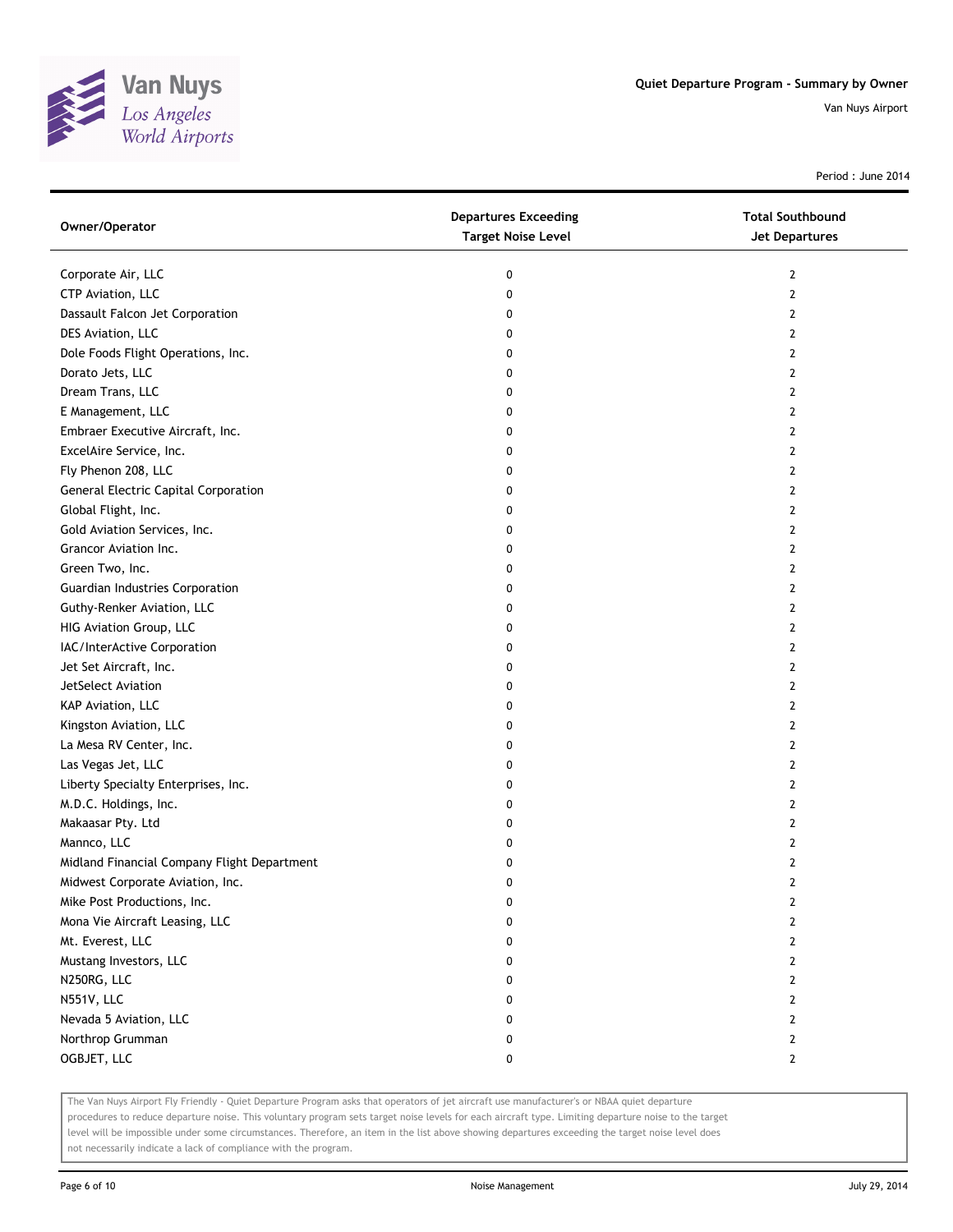# Quiet Departure Program - Summary by Owner

Van Nuys Airport

Period : June 2014

| Owner/Operator | Departures Exceeding Target Noise Level | Total Southbound Jet Departures |
|---|---|---|
| Corporate Air, LLC | 0 | 2 |
| CTP Aviation, LLC | 0 | 2 |
| Dassault Falcon Jet Corporation | 0 | 2 |
| DES Aviation, LLC | 0 | 2 |
| Dole Foods Flight Operations, Inc. | 0 | 2 |
| Dorato Jets, LLC | 0 | 2 |
| Dream Trans, LLC | 0 | 2 |
| E Management, LLC | 0 | 2 |
| Embraer Executive Aircraft, Inc. | 0 | 2 |
| ExcelAire Service, Inc. | 0 | 2 |
| Fly Phenon 208, LLC | 0 | 2 |
| General Electric Capital Corporation | 0 | 2 |
| Global Flight, Inc. | 0 | 2 |
| Gold Aviation Services, Inc. | 0 | 2 |
| Grancor Aviation Inc. | 0 | 2 |
| Green Two, Inc. | 0 | 2 |
| Guardian Industries Corporation | 0 | 2 |
| Guthy-Renker Aviation, LLC | 0 | 2 |
| HIG Aviation Group, LLC | 0 | 2 |
| IAC/InterActive Corporation | 0 | 2 |
| Jet Set Aircraft, Inc. | 0 | 2 |
| JetSelect Aviation | 0 | 2 |
| KAP Aviation, LLC | 0 | 2 |
| Kingston Aviation, LLC | 0 | 2 |
| La Mesa RV Center, Inc. | 0 | 2 |
| Las Vegas Jet, LLC | 0 | 2 |
| Liberty Specialty Enterprises, Inc. | 0 | 2 |
| M.D.C. Holdings, Inc. | 0 | 2 |
| Makaasar Pty. Ltd | 0 | 2 |
| Mannco, LLC | 0 | 2 |
| Midland Financial Company Flight Department | 0 | 2 |
| Midwest Corporate Aviation, Inc. | 0 | 2 |
| Mike Post Productions, Inc. | 0 | 2 |
| Mona Vie Aircraft Leasing, LLC | 0 | 2 |
| Mt. Everest, LLC | 0 | 2 |
| Mustang Investors, LLC | 0 | 2 |
| N250RG, LLC | 0 | 2 |
| N551V, LLC | 0 | 2 |
| Nevada 5 Aviation, LLC | 0 | 2 |
| Northrop Grumman | 0 | 2 |
| OGBJET, LLC | 0 | 2 |

The Van Nuys Airport Fly Friendly - Quiet Departure Program asks that operators of jet aircraft use manufacturer's or NBAA quiet departure procedures to reduce departure noise. This voluntary program sets target noise levels for each aircraft type. Limiting departure noise to the target level will be impossible under some circumstances. Therefore, an item in the list above showing departures exceeding the target noise level does not necessarily indicate a lack of compliance with the program.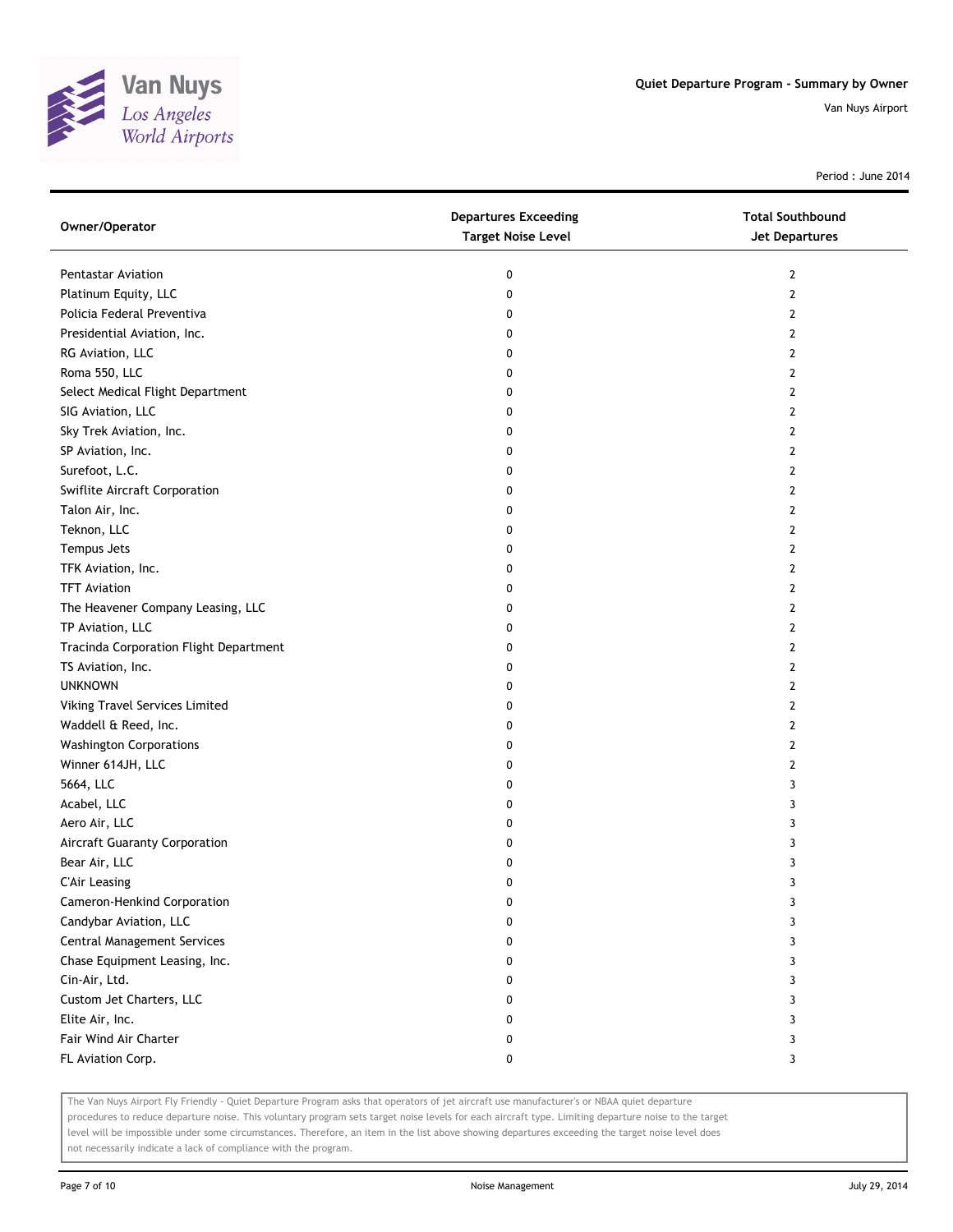# Quiet Departure Program - Summary by Owner

Van Nuys Airport

Period : June 2014

| Owner/Operator | Departures Exceeding Target Noise Level | Total Southbound Jet Departures |
|---|---|---|
| Pentastar Aviation | 0 | 2 |
| Platinum Equity, LLC | 0 | 2 |
| Policia Federal Preventiva | 0 | 2 |
| Presidential Aviation, Inc. | 0 | 2 |
| RG Aviation, LLC | 0 | 2 |
| Roma 550, LLC | 0 | 2 |
| Select Medical Flight Department | 0 | 2 |
| SIG Aviation, LLC | 0 | 2 |
| Sky Trek Aviation, Inc. | 0 | 2 |
| SP Aviation, Inc. | 0 | 2 |
| Surefoot, L.C. | 0 | 2 |
| Swiflite Aircraft Corporation | 0 | 2 |
| Talon Air, Inc. | 0 | 2 |
| Teknon, LLC | 0 | 2 |
| Tempus Jets | 0 | 2 |
| TFK Aviation, Inc. | 0 | 2 |
| TFT Aviation | 0 | 2 |
| The Heavener Company Leasing, LLC | 0 | 2 |
| TP Aviation, LLC | 0 | 2 |
| Tracinda Corporation Flight Department | 0 | 2 |
| TS Aviation, Inc. | 0 | 2 |
| UNKNOWN | 0 | 2 |
| Viking Travel Services Limited | 0 | 2 |
| Waddell & Reed, Inc. | 0 | 2 |
| Washington Corporations | 0 | 2 |
| Winner 614JH, LLC | 0 | 2 |
| 5664, LLC | 0 | 3 |
| Acabel, LLC | 0 | 3 |
| Aero Air, LLC | 0 | 3 |
| Aircraft Guaranty Corporation | 0 | 3 |
| Bear Air, LLC | 0 | 3 |
| C'Air Leasing | 0 | 3 |
| Cameron-Henkind Corporation | 0 | 3 |
| Candybar Aviation, LLC | 0 | 3 |
| Central Management Services | 0 | 3 |
| Chase Equipment Leasing, Inc. | 0 | 3 |
| Cin-Air, Ltd. | 0 | 3 |
| Custom Jet Charters, LLC | 0 | 3 |
| Elite Air, Inc. | 0 | 3 |
| Fair Wind Air Charter | 0 | 3 |
| FL Aviation Corp. | 0 | 3 |

The Van Nuys Airport Fly Friendly - Quiet Departure Program asks that operators of jet aircraft use manufacturer's or NBAA quiet departure procedures to reduce departure noise. This voluntary program sets target noise levels for each aircraft type. Limiting departure noise to the target level will be impossible under some circumstances. Therefore, an item in the list above showing departures exceeding the target noise level does not necessarily indicate a lack of compliance with the program.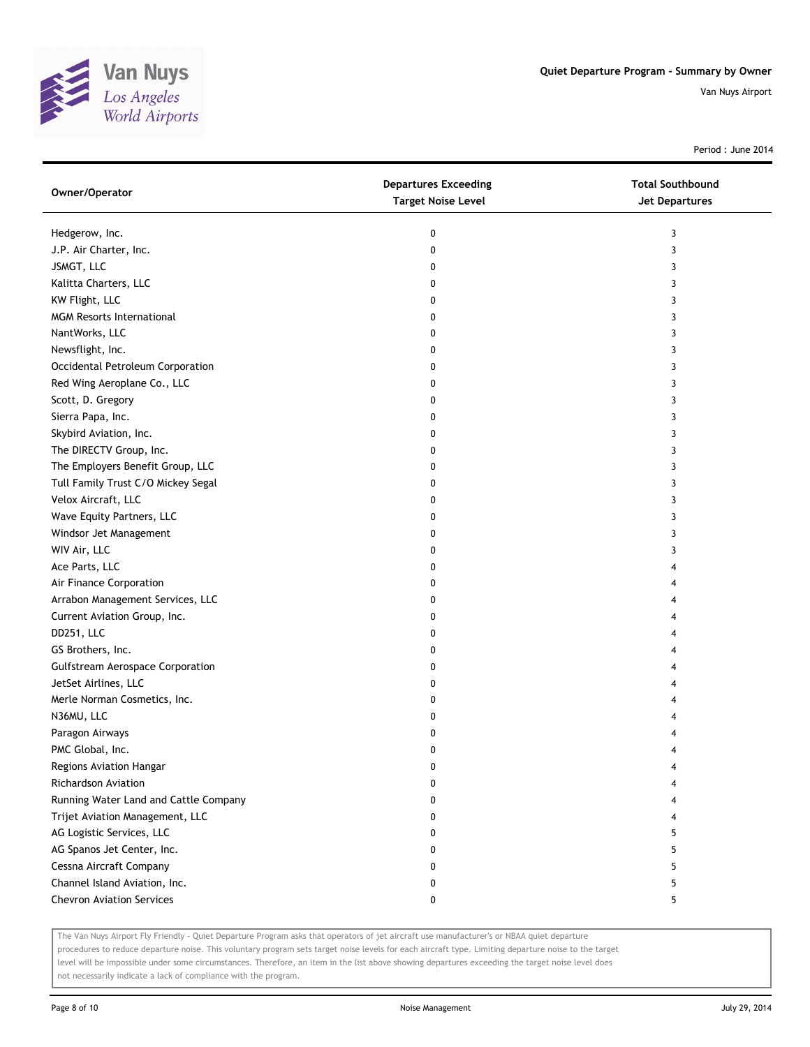# Quiet Departure Program - Summary by Owner

Van Nuys Airport

Period : June 2014

| Owner/Operator | Departures Exceeding Target Noise Level | Total Southbound Jet Departures |
|---|---|---|
| Hedgerow, Inc. | 0 | 3 |
| J.P. Air Charter, Inc. | 0 | 3 |
| JSMGT, LLC | 0 | 3 |
| Kalitta Charters, LLC | 0 | 3 |
| KW Flight, LLC | 0 | 3 |
| MGM Resorts International | 0 | 3 |
| NantWorks, LLC | 0 | 3 |
| Newsflight, Inc. | 0 | 3 |
| Occidental Petroleum Corporation | 0 | 3 |
| Red Wing Aeroplane Co., LLC | 0 | 3 |
| Scott, D. Gregory | 0 | 3 |
| Sierra Papa, Inc. | 0 | 3 |
| Skybird Aviation, Inc. | 0 | 3 |
| The DIRECTV Group, Inc. | 0 | 3 |
| The Employers Benefit Group, LLC | 0 | 3 |
| Tull Family Trust C/O Mickey Segal | 0 | 3 |
| Velox Aircraft, LLC | 0 | 3 |
| Wave Equity Partners, LLC | 0 | 3 |
| Windsor Jet Management | 0 | 3 |
| WIV Air, LLC | 0 | 3 |
| Ace Parts, LLC | 0 | 4 |
| Air Finance Corporation | 0 | 4 |
| Arrabon Management Services, LLC | 0 | 4 |
| Current Aviation Group, Inc. | 0 | 4 |
| DD251, LLC | 0 | 4 |
| GS Brothers, Inc. | 0 | 4 |
| Gulfstream Aerospace Corporation | 0 | 4 |
| JetSet Airlines, LLC | 0 | 4 |
| Merle Norman Cosmetics, Inc. | 0 | 4 |
| N36MU, LLC | 0 | 4 |
| Paragon Airways | 0 | 4 |
| PMC Global, Inc. | 0 | 4 |
| Regions Aviation Hangar | 0 | 4 |
| Richardson Aviation | 0 | 4 |
| Running Water Land and Cattle Company | 0 | 4 |
| Trijet Aviation Management, LLC | 0 | 4 |
| AG Logistic Services, LLC | 0 | 5 |
| AG Spanos Jet Center, Inc. | 0 | 5 |
| Cessna Aircraft Company | 0 | 5 |
| Channel Island Aviation, Inc. | 0 | 5 |
| Chevron Aviation Services | 0 | 5 |

The Van Nuys Airport Fly Friendly - Quiet Departure Program asks that operators of jet aircraft use manufacturer's or NBAA quiet departure procedures to reduce departure noise. This voluntary program sets target noise levels for each aircraft type. Limiting departure noise to the target level will be impossible under some circumstances. Therefore, an item in the list above showing departures exceeding the target noise level does not necessarily indicate a lack of compliance with the program.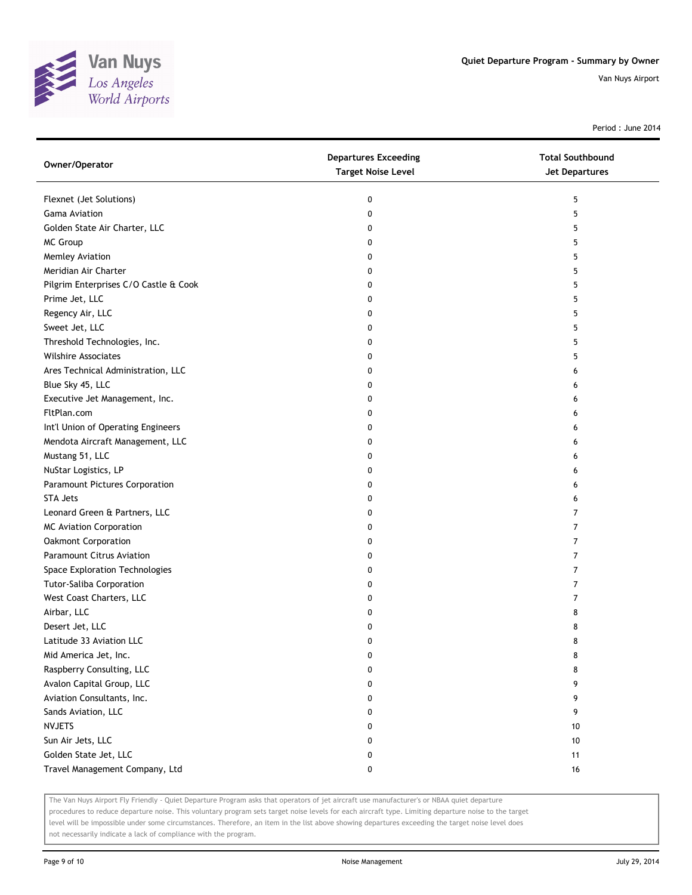# Quiet Departure Program - Summary by Owner

Van Nuys Airport

Period : June 2014

| Owner/Operator | Departures Exceeding Target Noise Level | Total Southbound Jet Departures |
|---|---|---|
| Flexnet (Jet Solutions) | 0 | 5 |
| Gama Aviation | 0 | 5 |
| Golden State Air Charter, LLC | 0 | 5 |
| MC Group | 0 | 5 |
| Memley Aviation | 0 | 5 |
| Meridian Air Charter | 0 | 5 |
| Pilgrim Enterprises C/O Castle & Cook | 0 | 5 |
| Prime Jet, LLC | 0 | 5 |
| Regency Air, LLC | 0 | 5 |
| Sweet Jet, LLC | 0 | 5 |
| Threshold Technologies, Inc. | 0 | 5 |
| Wilshire Associates | 0 | 5 |
| Ares Technical Administration, LLC | 0 | 6 |
| Blue Sky 45, LLC | 0 | 6 |
| Executive Jet Management, Inc. | 0 | 6 |
| FltPlan.com | 0 | 6 |
| Int'l Union of Operating Engineers | 0 | 6 |
| Mendota Aircraft Management, LLC | 0 | 6 |
| Mustang 51, LLC | 0 | 6 |
| NuStar Logistics, LP | 0 | 6 |
| Paramount Pictures Corporation | 0 | 6 |
| STA Jets | 0 | 6 |
| Leonard Green & Partners, LLC | 0 | 7 |
| MC Aviation Corporation | 0 | 7 |
| Oakmont Corporation | 0 | 7 |
| Paramount Citrus Aviation | 0 | 7 |
| Space Exploration Technologies | 0 | 7 |
| Tutor-Saliba Corporation | 0 | 7 |
| West Coast Charters, LLC | 0 | 7 |
| Airbar, LLC | 0 | 8 |
| Desert Jet, LLC | 0 | 8 |
| Latitude 33 Aviation LLC | 0 | 8 |
| Mid America Jet, Inc. | 0 | 8 |
| Raspberry Consulting, LLC | 0 | 8 |
| Avalon Capital Group, LLC | 0 | 9 |
| Aviation Consultants, Inc. | 0 | 9 |
| Sands Aviation, LLC | 0 | 9 |
| NVJETS | 0 | 10 |
| Sun Air Jets, LLC | 0 | 10 |
| Golden State Jet, LLC | 0 | 11 |
| Travel Management Company, Ltd | 0 | 16 |

The Van Nuys Airport Fly Friendly - Quiet Departure Program asks that operators of jet aircraft use manufacturer's or NBAA quiet departure procedures to reduce departure noise. This voluntary program sets target noise levels for each aircraft type. Limiting departure noise to the target level will be impossible under some circumstances. Therefore, an item in the list above showing departures exceeding the target noise level does not necessarily indicate a lack of compliance with the program.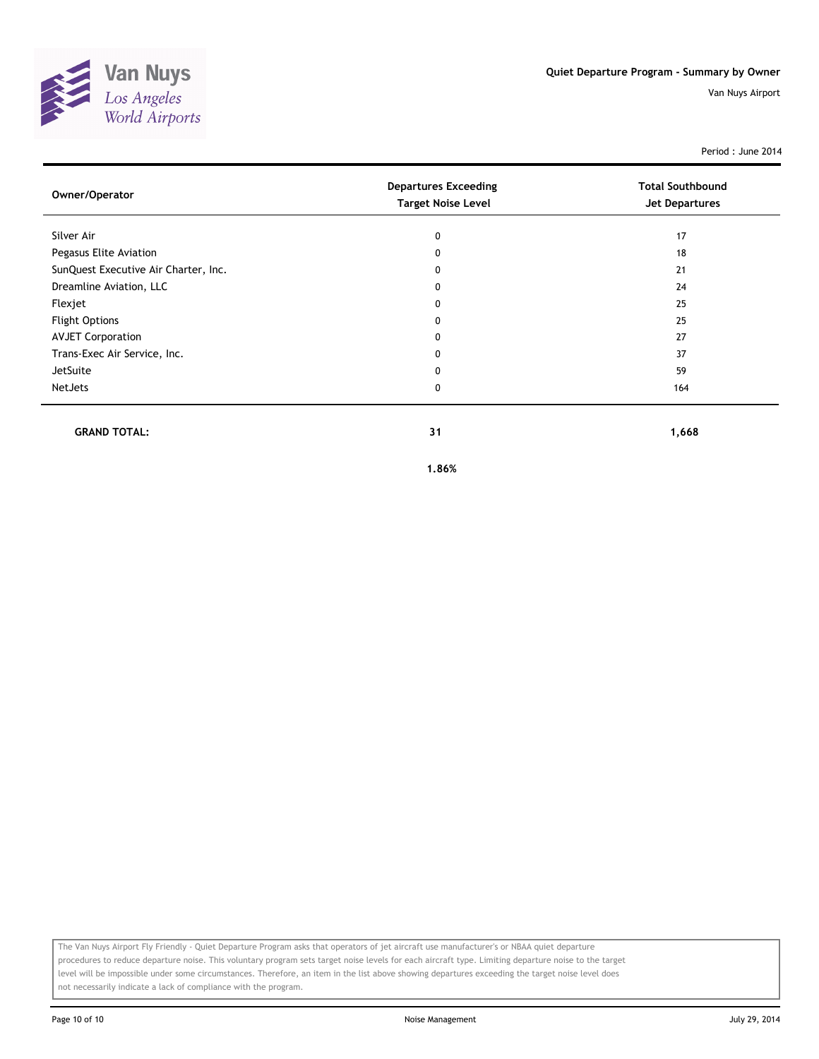# Quiet Departure Program - Summary by Owner

Van Nuys Airport

Period : June 2014

| Owner/Operator | Departures Exceeding Target Noise Level | Total Southbound Jet Departures |
|---|---|---|
| Silver Air | 0 | 17 |
| Pegasus Elite Aviation | 0 | 18 |
| SunQuest Executive Air Charter, Inc. | 0 | 21 |
| Dreamline Aviation, LLC | 0 | 24 |
| Flexjet | 0 | 25 |
| Flight Options | 0 | 25 |
| AVJET Corporation | 0 | 27 |
| Trans-Exec Air Service, Inc. | 0 | 37 |
| JetSuite | 0 | 59 |
| NetJets | 0 | 164 |
| **GRAND TOTAL:** | **31** | **1,668** |
| | **1.86%** | |

The Van Nuys Airport Fly Friendly - Quiet Departure Program asks that operators of jet aircraft use manufacturer's or NBAA quiet departure procedures to reduce departure noise. This voluntary program sets target noise levels for each aircraft type. Limiting departure noise to the target level will be impossible under some circumstances. Therefore, an item in the list above showing departures exceeding the target noise level does not necessarily indicate a lack of compliance with the program.

Noise Management

July 29, 2014